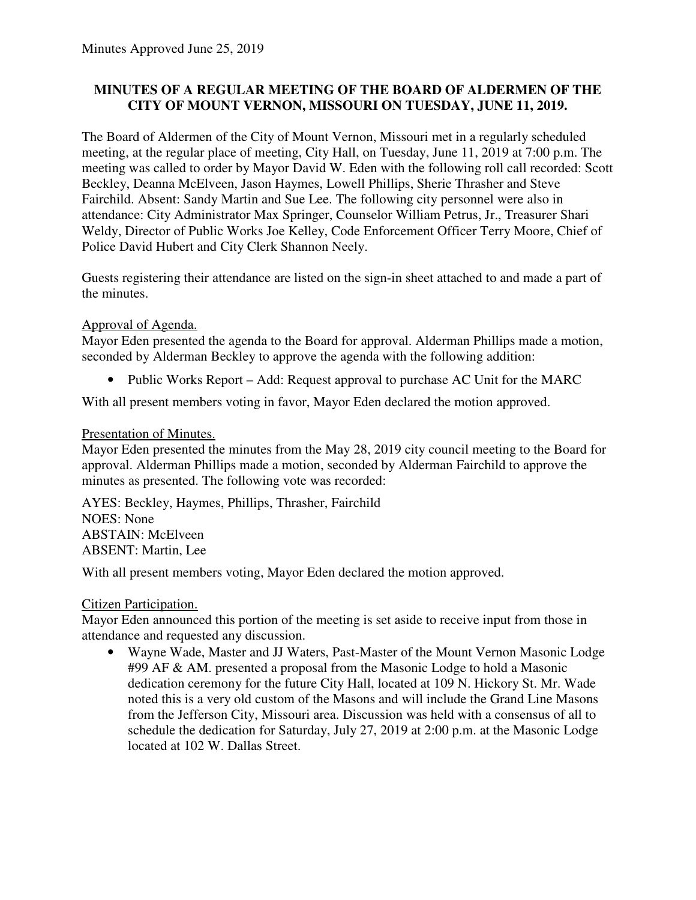Minutes Approved June 25, 2019

**MINUTES OF A REGULAR MEETING OF THE BOARD OF ALDERMEN OF THE CITY OF MOUNT VERNON, MISSOURI ON TUESDAY, JUNE 11, 2019.**

The Board of Aldermen of the City of Mount Vernon, Missouri met in a regularly scheduled meeting, at the regular place of meeting, City Hall, on Tuesday, June 11, 2019 at 7:00 p.m. The meeting was called to order by Mayor David W. Eden with the following roll call recorded: Scott Beckley, Deanna McElveen, Jason Haymes, Lowell Phillips, Sherie Thrasher and Steve Fairchild. Absent: Sandy Martin and Sue Lee. The following city personnel were also in attendance: City Administrator Max Springer, Counselor William Petrus, Jr., Treasurer Shari Weldy, Director of Public Works Joe Kelley, Code Enforcement Officer Terry Moore, Chief of Police David Hubert and City Clerk Shannon Neely.

Guests registering their attendance are listed on the sign-in sheet attached to and made a part of the minutes.

Approval of Agenda.

Mayor Eden presented the agenda to the Board for approval. Alderman Phillips made a motion, seconded by Alderman Beckley to approve the agenda with the following addition:

- Public Works Report – Add: Request approval to purchase AC Unit for the MARC

With all present members voting in favor, Mayor Eden declared the motion approved.

Presentation of Minutes.

Mayor Eden presented the minutes from the May 28, 2019 city council meeting to the Board for approval. Alderman Phillips made a motion, seconded by Alderman Fairchild to approve the minutes as presented. The following vote was recorded:

AYES: Beckley, Haymes, Phillips, Thrasher, Fairchild
NOES: None
ABSTAIN: McElveen
ABSENT: Martin, Lee

With all present members voting, Mayor Eden declared the motion approved.

Citizen Participation.

Mayor Eden announced this portion of the meeting is set aside to receive input from those in attendance and requested any discussion.

- Wayne Wade, Master and JJ Waters, Past-Master of the Mount Vernon Masonic Lodge #99 AF & AM. presented a proposal from the Masonic Lodge to hold a Masonic dedication ceremony for the future City Hall, located at 109 N. Hickory St. Mr. Wade noted this is a very old custom of the Masons and will include the Grand Line Masons from the Jefferson City, Missouri area. Discussion was held with a consensus of all to schedule the dedication for Saturday, July 27, 2019 at 2:00 p.m. at the Masonic Lodge located at 102 W. Dallas Street.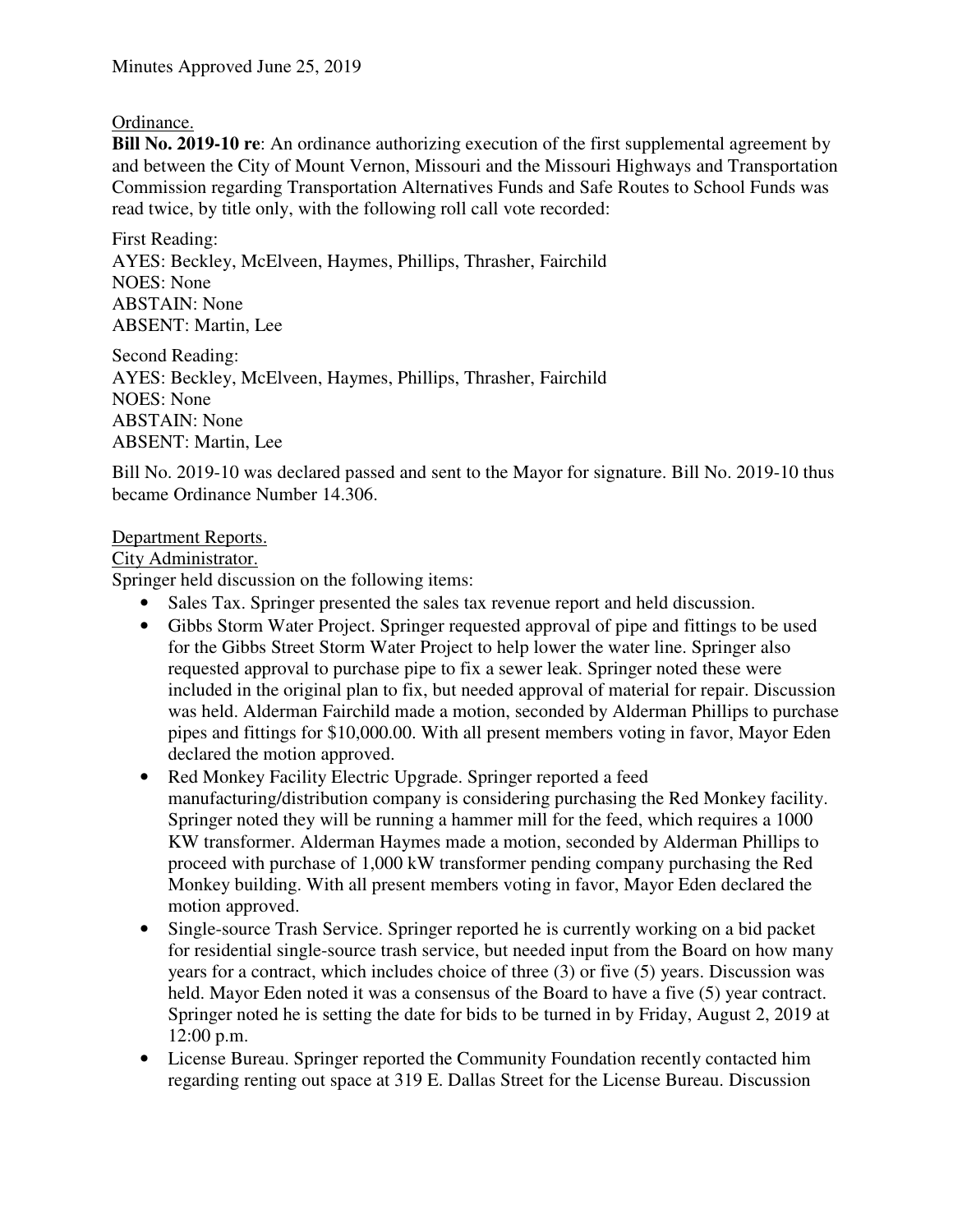Minutes Approved June 25, 2019

Ordinance.

**Bill No. 2019-10 re**: An ordinance authorizing execution of the first supplemental agreement by and between the City of Mount Vernon, Missouri and the Missouri Highways and Transportation Commission regarding Transportation Alternatives Funds and Safe Routes to School Funds was read twice, by title only, with the following roll call vote recorded:

First Reading:
AYES: Beckley, McElveen, Haymes, Phillips, Thrasher, Fairchild
NOES: None
ABSTAIN: None
ABSENT: Martin, Lee

Second Reading:
AYES: Beckley, McElveen, Haymes, Phillips, Thrasher, Fairchild
NOES: None
ABSTAIN: None
ABSENT: Martin, Lee

Bill No. 2019-10 was declared passed and sent to the Mayor for signature. Bill No. 2019-10 thus became Ordinance Number 14.306.

Department Reports.

City Administrator.

Springer held discussion on the following items:

- Sales Tax. Springer presented the sales tax revenue report and held discussion.
- Gibbs Storm Water Project. Springer requested approval of pipe and fittings to be used for the Gibbs Street Storm Water Project to help lower the water line. Springer also requested approval to purchase pipe to fix a sewer leak. Springer noted these were included in the original plan to fix, but needed approval of material for repair. Discussion was held. Alderman Fairchild made a motion, seconded by Alderman Phillips to purchase pipes and fittings for $10,000.00. With all present members voting in favor, Mayor Eden declared the motion approved.
- Red Monkey Facility Electric Upgrade. Springer reported a feed manufacturing/distribution company is considering purchasing the Red Monkey facility. Springer noted they will be running a hammer mill for the feed, which requires a 1000 KW transformer. Alderman Haymes made a motion, seconded by Alderman Phillips to proceed with purchase of 1,000 kW transformer pending company purchasing the Red Monkey building. With all present members voting in favor, Mayor Eden declared the motion approved.
- Single-source Trash Service. Springer reported he is currently working on a bid packet for residential single-source trash service, but needed input from the Board on how many years for a contract, which includes choice of three (3) or five (5) years. Discussion was held. Mayor Eden noted it was a consensus of the Board to have a five (5) year contract. Springer noted he is setting the date for bids to be turned in by Friday, August 2, 2019 at 12:00 p.m.
- License Bureau. Springer reported the Community Foundation recently contacted him regarding renting out space at 319 E. Dallas Street for the License Bureau. Discussion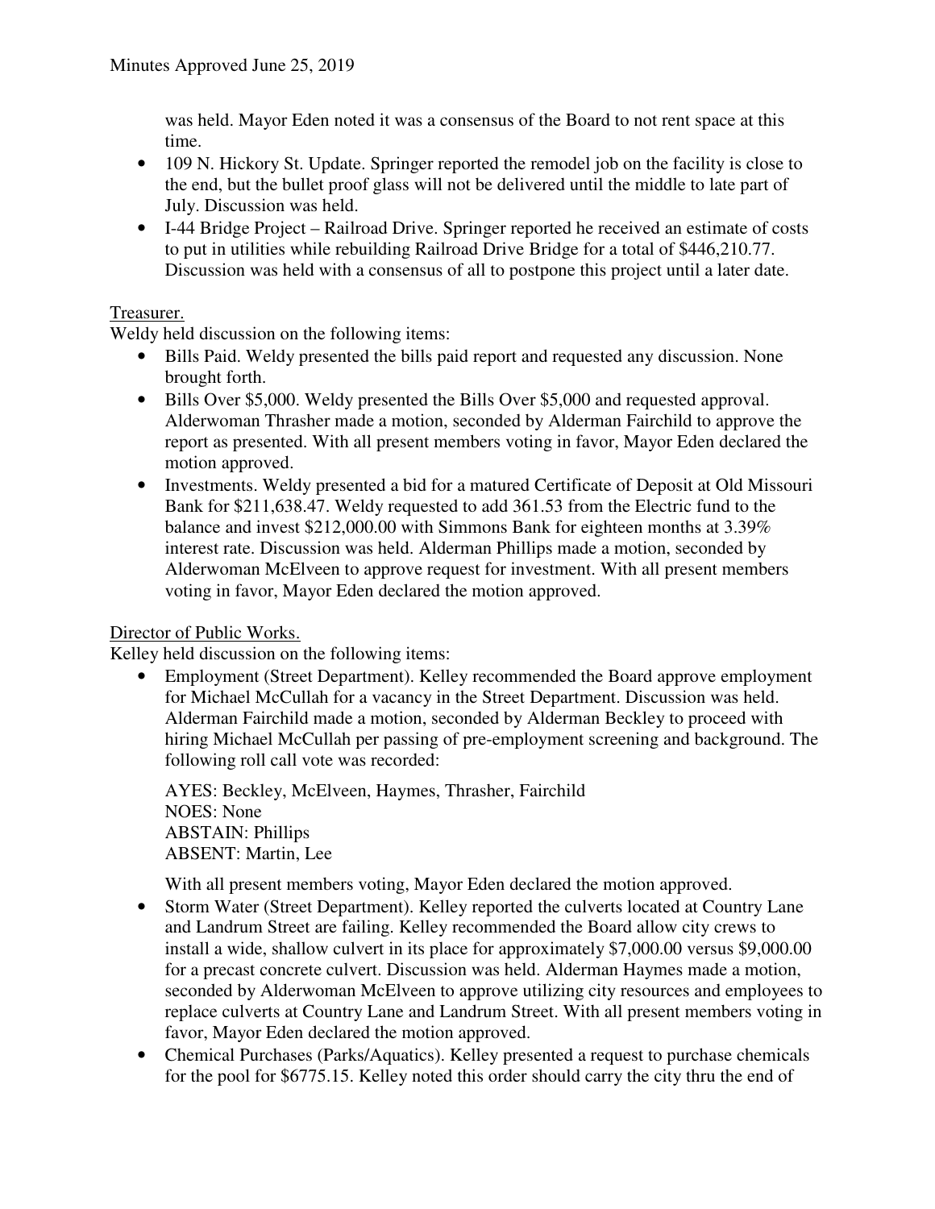was held. Mayor Eden noted it was a consensus of the Board to not rent space at this time.

- 109 N. Hickory St. Update. Springer reported the remodel job on the facility is close to the end, but the bullet proof glass will not be delivered until the middle to late part of July. Discussion was held.
- I-44 Bridge Project – Railroad Drive. Springer reported he received an estimate of costs to put in utilities while rebuilding Railroad Drive Bridge for a total of $446,210.77. Discussion was held with a consensus of all to postpone this project until a later date.

Treasurer.

Weldy held discussion on the following items:

- Bills Paid. Weldy presented the bills paid report and requested any discussion. None brought forth.
- Bills Over $5,000. Weldy presented the Bills Over $5,000 and requested approval. Alderwoman Thrasher made a motion, seconded by Alderman Fairchild to approve the report as presented. With all present members voting in favor, Mayor Eden declared the motion approved.
- Investments. Weldy presented a bid for a matured Certificate of Deposit at Old Missouri Bank for $211,638.47. Weldy requested to add 361.53 from the Electric fund to the balance and invest $212,000.00 with Simmons Bank for eighteen months at 3.39% interest rate. Discussion was held. Alderman Phillips made a motion, seconded by Alderwoman McElveen to approve request for investment. With all present members voting in favor, Mayor Eden declared the motion approved.

Director of Public Works.

Kelley held discussion on the following items:

- Employment (Street Department). Kelley recommended the Board approve employment for Michael McCullah for a vacancy in the Street Department. Discussion was held. Alderman Fairchild made a motion, seconded by Alderman Beckley to proceed with hiring Michael McCullah per passing of pre-employment screening and background. The following roll call vote was recorded:

  AYES: Beckley, McElveen, Haymes, Thrasher, Fairchild
  NOES: None
  ABSTAIN: Phillips
  ABSENT: Martin, Lee

  With all present members voting, Mayor Eden declared the motion approved.
- Storm Water (Street Department). Kelley reported the culverts located at Country Lane and Landrum Street are failing. Kelley recommended the Board allow city crews to install a wide, shallow culvert in its place for approximately $7,000.00 versus $9,000.00 for a precast concrete culvert. Discussion was held. Alderman Haymes made a motion, seconded by Alderwoman McElveen to approve utilizing city resources and employees to replace culverts at Country Lane and Landrum Street. With all present members voting in favor, Mayor Eden declared the motion approved.
- Chemical Purchases (Parks/Aquatics). Kelley presented a request to purchase chemicals for the pool for $6775.15. Kelley noted this order should carry the city thru the end of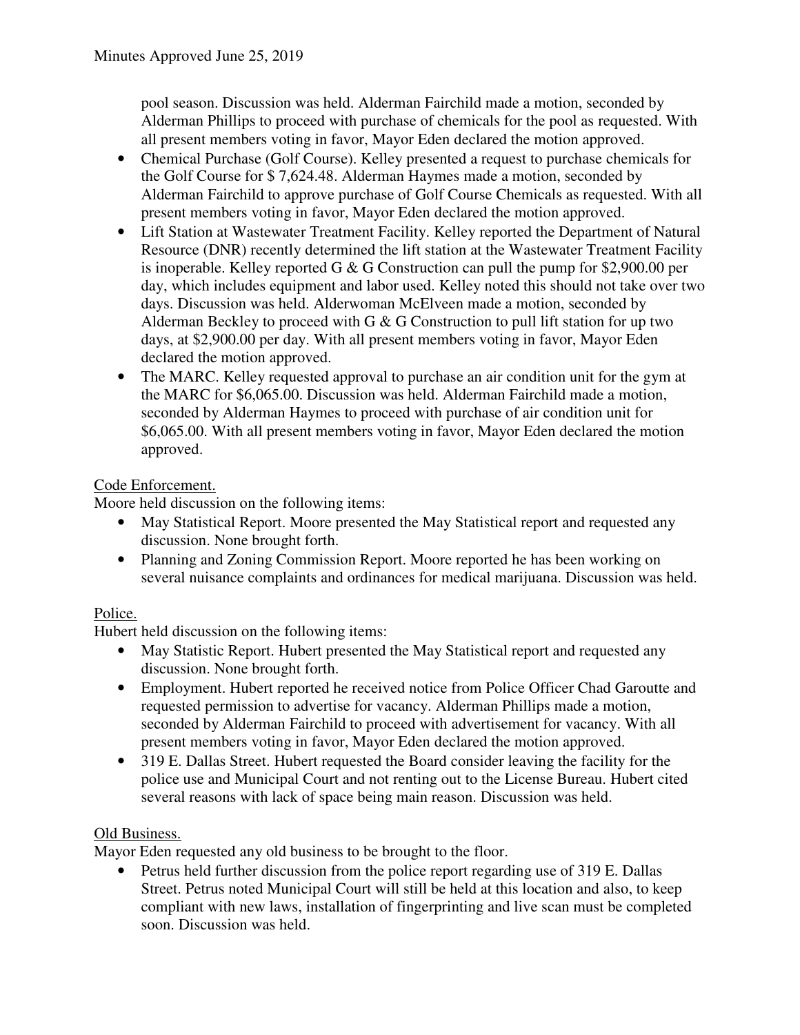pool season. Discussion was held. Alderman Fairchild made a motion, seconded by Alderman Phillips to proceed with purchase of chemicals for the pool as requested. With all present members voting in favor, Mayor Eden declared the motion approved.

- Chemical Purchase (Golf Course). Kelley presented a request to purchase chemicals for the Golf Course for $ 7,624.48. Alderman Haymes made a motion, seconded by Alderman Fairchild to approve purchase of Golf Course Chemicals as requested. With all present members voting in favor, Mayor Eden declared the motion approved.
- Lift Station at Wastewater Treatment Facility. Kelley reported the Department of Natural Resource (DNR) recently determined the lift station at the Wastewater Treatment Facility is inoperable. Kelley reported G & G Construction can pull the pump for $2,900.00 per day, which includes equipment and labor used. Kelley noted this should not take over two days. Discussion was held. Alderwoman McElveen made a motion, seconded by Alderman Beckley to proceed with G & G Construction to pull lift station for up two days, at $2,900.00 per day. With all present members voting in favor, Mayor Eden declared the motion approved.
- The MARC. Kelley requested approval to purchase an air condition unit for the gym at the MARC for $6,065.00. Discussion was held. Alderman Fairchild made a motion, seconded by Alderman Haymes to proceed with purchase of air condition unit for $6,065.00. With all present members voting in favor, Mayor Eden declared the motion approved.

Code Enforcement.

Moore held discussion on the following items:

- May Statistical Report. Moore presented the May Statistical report and requested any discussion. None brought forth.
- Planning and Zoning Commission Report. Moore reported he has been working on several nuisance complaints and ordinances for medical marijuana. Discussion was held.

Police.

Hubert held discussion on the following items:

- May Statistic Report. Hubert presented the May Statistical report and requested any discussion. None brought forth.
- Employment. Hubert reported he received notice from Police Officer Chad Garoutte and requested permission to advertise for vacancy. Alderman Phillips made a motion, seconded by Alderman Fairchild to proceed with advertisement for vacancy. With all present members voting in favor, Mayor Eden declared the motion approved.
- 319 E. Dallas Street. Hubert requested the Board consider leaving the facility for the police use and Municipal Court and not renting out to the License Bureau. Hubert cited several reasons with lack of space being main reason. Discussion was held.

Old Business.

Mayor Eden requested any old business to be brought to the floor.

- Petrus held further discussion from the police report regarding use of 319 E. Dallas Street. Petrus noted Municipal Court will still be held at this location and also, to keep compliant with new laws, installation of fingerprinting and live scan must be completed soon. Discussion was held.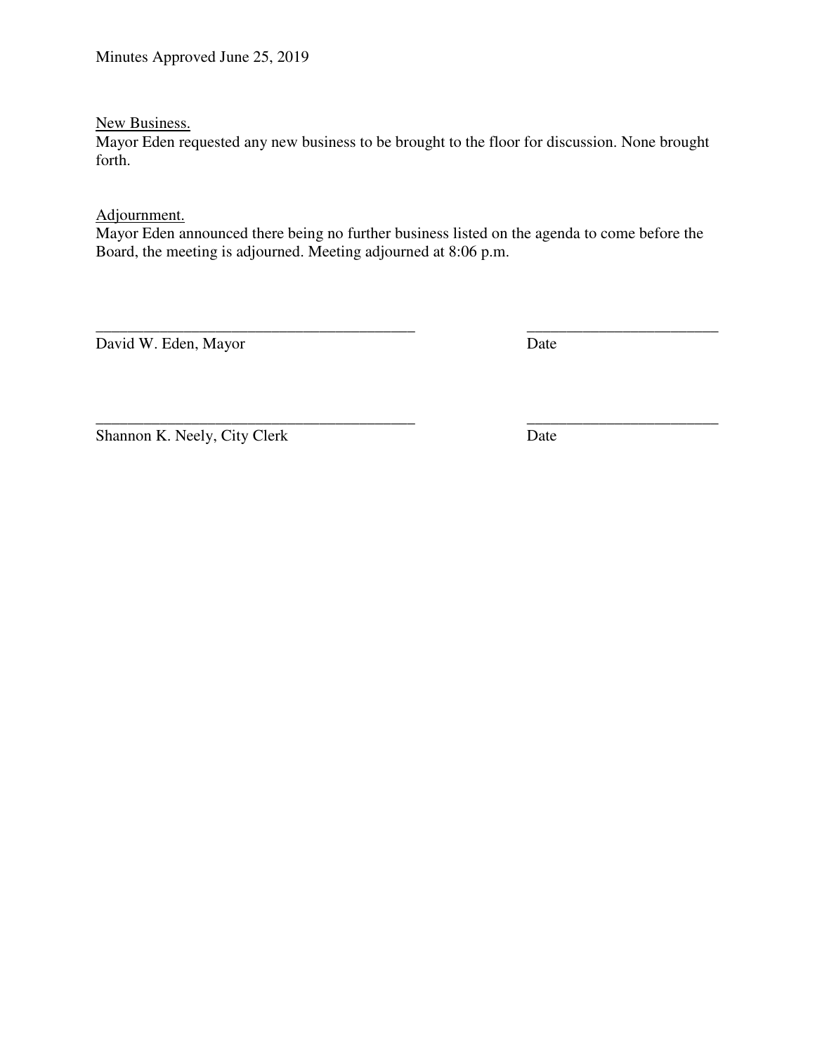Minutes Approved June 25, 2019

New Business.

Mayor Eden requested any new business to be brought to the floor for discussion. None brought forth.

Adjournment.

Mayor Eden announced there being no further business listed on the agenda to come before the Board, the meeting is adjourned. Meeting adjourned at 8:06 p.m.

___________________________________________ ________________________

David W. Eden, Mayor Date

___________________________________________ ________________________

Shannon K. Neely, City Clerk Date